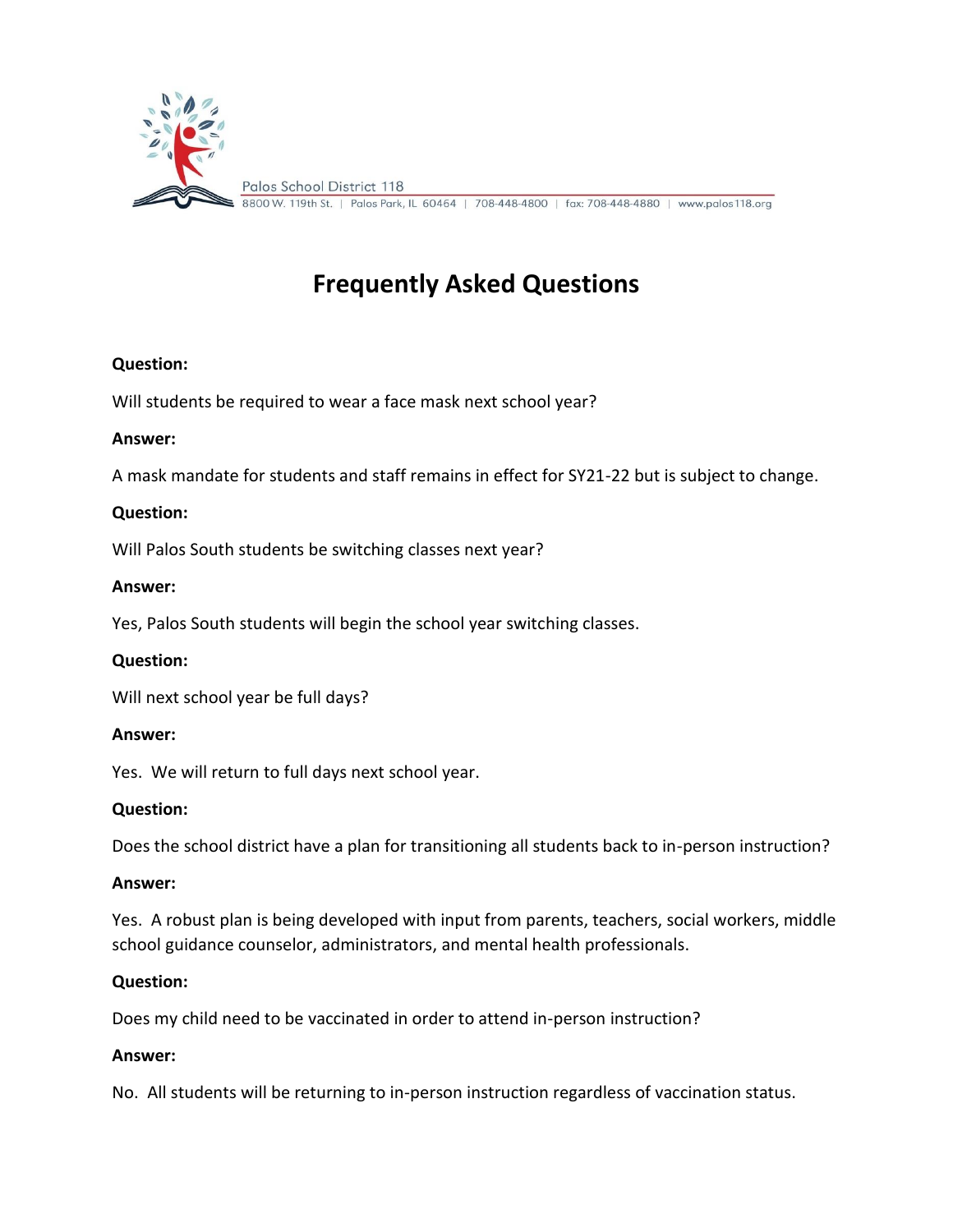Palos School District 118
8800 W. 119th St. | Palos Park, IL 60464 | 708-448-4800 | fax: 708-448-4880 | www.palos118.org

# Frequently Asked Questions

**Question:**

Will students be required to wear a face mask next school year?

**Answer:**

A mask mandate for students and staff remains in effect for SY21-22 but is subject to change.

**Question:**

Will Palos South students be switching classes next year?

**Answer:**

Yes, Palos South students will begin the school year switching classes.

**Question:**

Will next school year be full days?

**Answer:**

Yes. We will return to full days next school year.

**Question:**

Does the school district have a plan for transitioning all students back to in-person instruction?

**Answer:**

Yes. A robust plan is being developed with input from parents, teachers, social workers, middle school guidance counselor, administrators, and mental health professionals.

**Question:**

Does my child need to be vaccinated in order to attend in-person instruction?

**Answer:**

No. All students will be returning to in-person instruction regardless of vaccination status.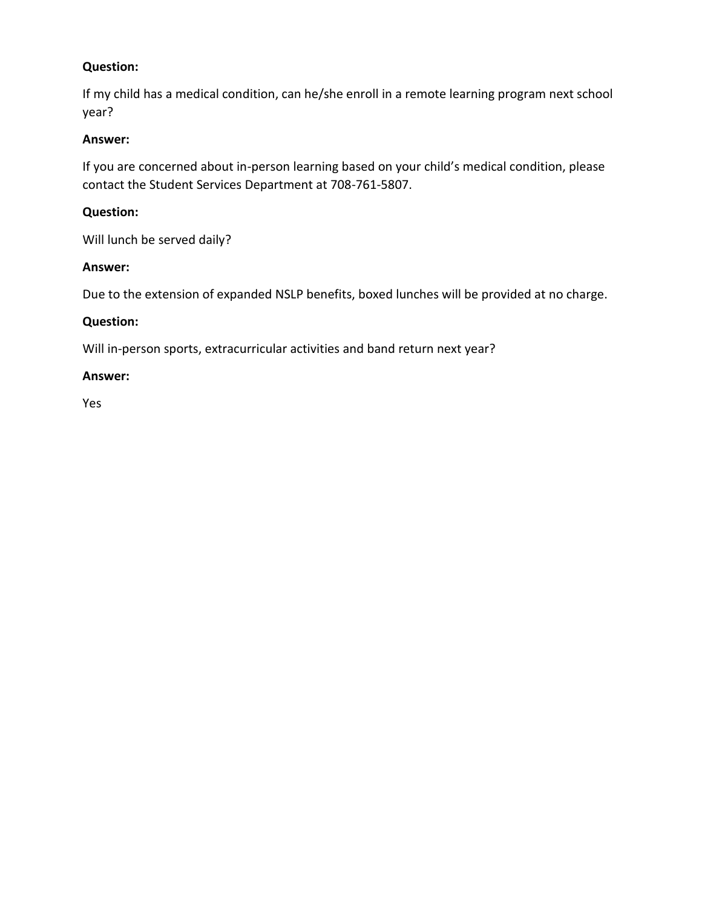**Question:**

If my child has a medical condition, can he/she enroll in a remote learning program next school year?

**Answer:**

If you are concerned about in-person learning based on your child's medical condition, please contact the Student Services Department at 708-761-5807.

**Question:**

Will lunch be served daily?

**Answer:**

Due to the extension of expanded NSLP benefits, boxed lunches will be provided at no charge.

**Question:**

Will in-person sports, extracurricular activities and band return next year?

**Answer:**

Yes